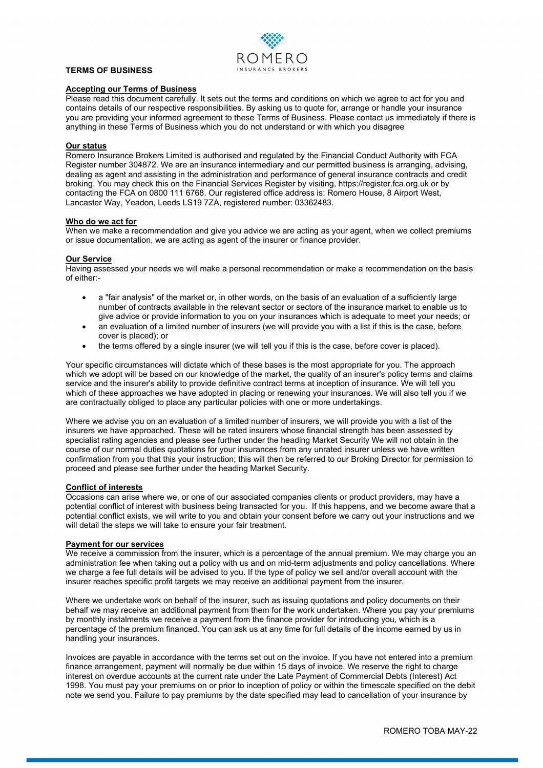# TERMS OF BUSINESS

## Accepting our Terms of Business

Please read this document carefully. It sets out the terms and conditions on which we agree to act for you and contains details of our respective responsibilities. By asking us to quote for, arrange or handle your insurance you are providing your informed agreement to these Terms of Business. Please contact us immediately if there is anything in these Terms of Business which you do not understand or with which you disagree

## Our status

Romero Insurance Brokers Limited is authorised and regulated by the Financial Conduct Authority with FCA Register number 304872. We are an insurance intermediary and our permitted business is arranging, advising, dealing as agent and assisting in the administration and performance of general insurance contracts and credit broking. You may check this on the Financial Services Register by visiting, https://register.fca.org.uk or by contacting the FCA on 0800 111 6768. Our registered office address is: Romero House, 8 Airport West, Lancaster Way, Yeadon, Leeds LS19 7ZA, registered number: 03362483.

## Who do we act for

When we make a recommendation and give you advice we are acting as your agent, when we collect premiums or issue documentation, we are acting as agent of the insurer or finance provider.

## Our Service

Having assessed your needs we will make a personal recommendation or make a recommendation on the basis of either:-

- a "fair analysis" of the market or, in other words, on the basis of an evaluation of a sufficiently large number of contracts available in the relevant sector or sectors of the insurance market to enable us to give advice or provide information to you on your insurances which is adequate to meet your needs; or
- an evaluation of a limited number of insurers (we will provide you with a list if this is the case, before cover is placed); or
- the terms offered by a single insurer (we will tell you if this is the case, before cover is placed).

Your specific circumstances will dictate which of these bases is the most appropriate for you. The approach which we adopt will be based on our knowledge of the market, the quality of an insurer's policy terms and claims service and the insurer's ability to provide definitive contract terms at inception of insurance. We will tell you which of these approaches we have adopted in placing or renewing your insurances. We will also tell you if we are contractually obliged to place any particular policies with one or more undertakings.

Where we advise you on an evaluation of a limited number of insurers, we will provide you with a list of the insurers we have approached. These will be rated insurers whose financial strength has been assessed by specialist rating agencies and please see further under the heading Market Security We will not obtain in the course of our normal duties quotations for your insurances from any unrated insurer unless we have written confirmation from you that this your instruction; this will then be referred to our Broking Director for permission to proceed and please see further under the heading Market Security.

## Conflict of interests

Occasions can arise where we, or one of our associated companies clients or product providers, may have a potential conflict of interest with business being transacted for you. If this happens, and we become aware that a potential conflict exists, we will write to you and obtain your consent before we carry out your instructions and we will detail the steps we will take to ensure your fair treatment.

## Payment for our services

We receive a commission from the insurer, which is a percentage of the annual premium. We may charge you an administration fee when taking out a policy with us and on mid-term adjustments and policy cancellations. Where we charge a fee full details will be advised to you. If the type of policy we sell and/or overall account with the insurer reaches specific profit targets we may receive an additional payment from the insurer.

Where we undertake work on behalf of the insurer, such as issuing quotations and policy documents on their behalf we may receive an additional payment from them for the work undertaken. Where you pay your premiums by monthly instalments we receive a payment from the finance provider for introducing you, which is a percentage of the premium financed. You can ask us at any time for full details of the income earned by us in handling your insurances.

Invoices are payable in accordance with the terms set out on the invoice. If you have not entered into a premium finance arrangement, payment will normally be due within 15 days of invoice. We reserve the right to charge interest on overdue accounts at the current rate under the Late Payment of Commercial Debts (Interest) Act 1998. You must pay your premiums on or prior to inception of policy or within the timescale specified on the debit note we send you. Failure to pay premiums by the date specified may lead to cancellation of your insurance by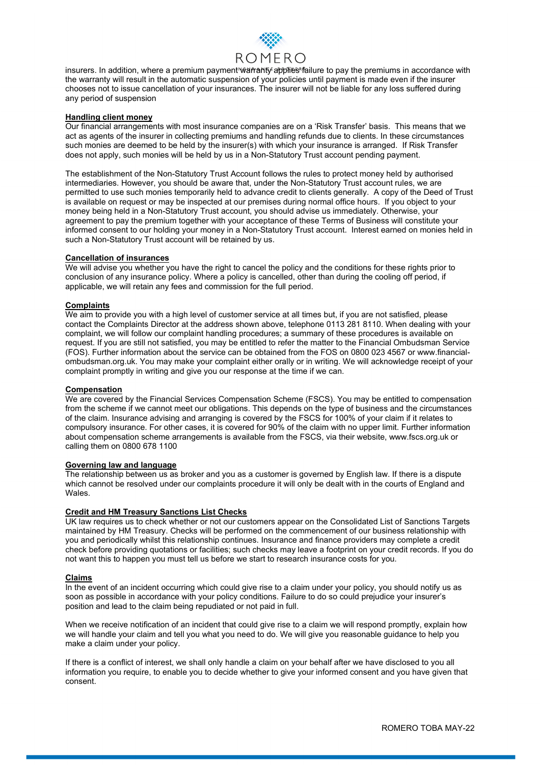insurers. In addition, where a premium payment warranty applies failure to pay the premiums in accordance with the warranty will result in the automatic suspension of your policies until payment is made even if the insurer chooses not to issue cancellation of your insurances. The insurer will not be liable for any loss suffered during any period of suspension

**Handling client money**

Our financial arrangements with most insurance companies are on a 'Risk Transfer' basis. This means that we act as agents of the insurer in collecting premiums and handling refunds due to clients. In these circumstances such monies are deemed to be held by the insurer(s) with which your insurance is arranged. If Risk Transfer does not apply, such monies will be held by us in a Non-Statutory Trust account pending payment.

The establishment of the Non-Statutory Trust Account follows the rules to protect money held by authorised intermediaries. However, you should be aware that, under the Non-Statutory Trust account rules, we are permitted to use such monies temporarily held to advance credit to clients generally. A copy of the Deed of Trust is available on request or may be inspected at our premises during normal office hours. If you object to your money being held in a Non-Statutory Trust account, you should advise us immediately. Otherwise, your agreement to pay the premium together with your acceptance of these Terms of Business will constitute your informed consent to our holding your money in a Non-Statutory Trust account. Interest earned on monies held in such a Non-Statutory Trust account will be retained by us.

**Cancellation of insurances**

We will advise you whether you have the right to cancel the policy and the conditions for these rights prior to conclusion of any insurance policy. Where a policy is cancelled, other than during the cooling off period, if applicable, we will retain any fees and commission for the full period.

**Complaints**

We aim to provide you with a high level of customer service at all times but, if you are not satisfied, please contact the Complaints Director at the address shown above, telephone 0113 281 8110. When dealing with your complaint, we will follow our complaint handling procedures; a summary of these procedures is available on request. If you are still not satisfied, you may be entitled to refer the matter to the Financial Ombudsman Service (FOS). Further information about the service can be obtained from the FOS on 0800 023 4567 or www.financial-ombudsman.org.uk. You may make your complaint either orally or in writing. We will acknowledge receipt of your complaint promptly in writing and give you our response at the time if we can.

**Compensation**

We are covered by the Financial Services Compensation Scheme (FSCS). You may be entitled to compensation from the scheme if we cannot meet our obligations. This depends on the type of business and the circumstances of the claim. Insurance advising and arranging is covered by the FSCS for 100% of your claim if it relates to compulsory insurance. For other cases, it is covered for 90% of the claim with no upper limit. Further information about compensation scheme arrangements is available from the FSCS, via their website, www.fscs.org.uk or calling them on 0800 678 1100

**Governing law and language**

The relationship between us as broker and you as a customer is governed by English law. If there is a dispute which cannot be resolved under our complaints procedure it will only be dealt with in the courts of England and Wales.

**Credit and HM Treasury Sanctions List Checks**

UK law requires us to check whether or not our customers appear on the Consolidated List of Sanctions Targets maintained by HM Treasury. Checks will be performed on the commencement of our business relationship with you and periodically whilst this relationship continues. Insurance and finance providers may complete a credit check before providing quotations or facilities; such checks may leave a footprint on your credit records. If you do not want this to happen you must tell us before we start to research insurance costs for you.

**Claims**

In the event of an incident occurring which could give rise to a claim under your policy, you should notify us as soon as possible in accordance with your policy conditions. Failure to do so could prejudice your insurer's position and lead to the claim being repudiated or not paid in full.

When we receive notification of an incident that could give rise to a claim we will respond promptly, explain how we will handle your claim and tell you what you need to do. We will give you reasonable guidance to help you make a claim under your policy.

If there is a conflict of interest, we shall only handle a claim on your behalf after we have disclosed to you all information you require, to enable you to decide whether to give your informed consent and you have given that consent.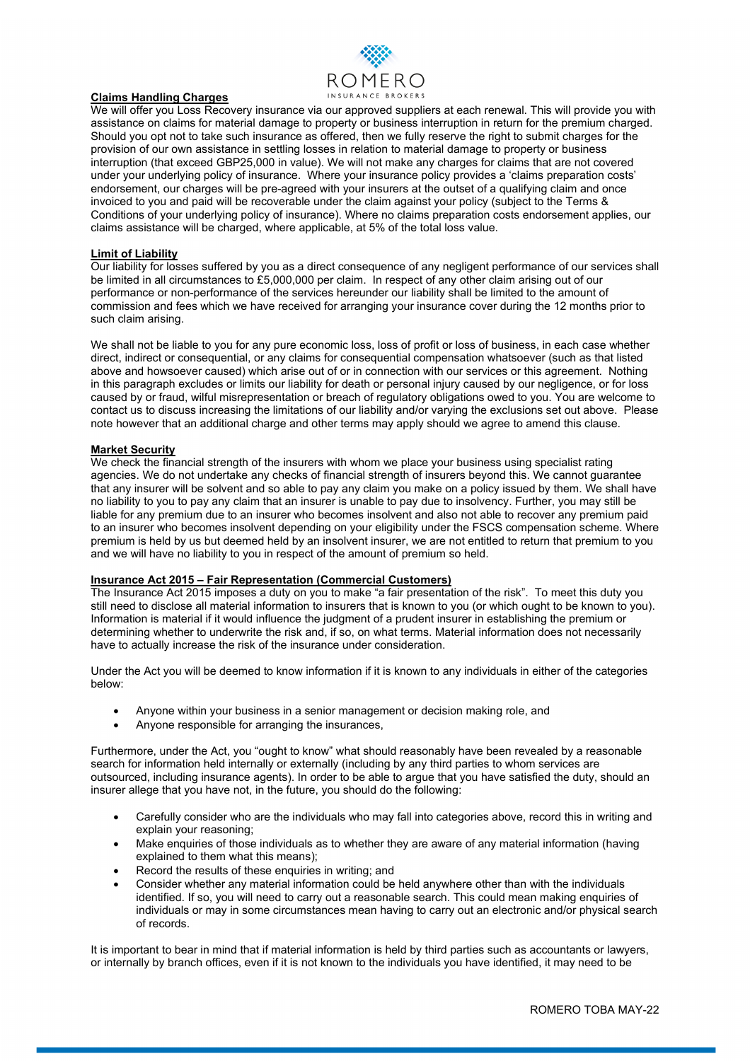## Claims Handling Charges

We will offer you Loss Recovery insurance via our approved suppliers at each renewal. This will provide you with assistance on claims for material damage to property or business interruption in return for the premium charged. Should you opt not to take such insurance as offered, then we fully reserve the right to submit charges for the provision of our own assistance in settling losses in relation to material damage to property or business interruption (that exceed GBP25,000 in value). We will not make any charges for claims that are not covered under your underlying policy of insurance. Where your insurance policy provides a 'claims preparation costs' endorsement, our charges will be pre-agreed with your insurers at the outset of a qualifying claim and once invoiced to you and paid will be recoverable under the claim against your policy (subject to the Terms & Conditions of your underlying policy of insurance). Where no claims preparation costs endorsement applies, our claims assistance will be charged, where applicable, at 5% of the total loss value.

## Limit of Liability

Our liability for losses suffered by you as a direct consequence of any negligent performance of our services shall be limited in all circumstances to £5,000,000 per claim. In respect of any other claim arising out of our performance or non-performance of the services hereunder our liability shall be limited to the amount of commission and fees which we have received for arranging your insurance cover during the 12 months prior to such claim arising.

We shall not be liable to you for any pure economic loss, loss of profit or loss of business, in each case whether direct, indirect or consequential, or any claims for consequential compensation whatsoever (such as that listed above and howsoever caused) which arise out of or in connection with our services or this agreement. Nothing in this paragraph excludes or limits our liability for death or personal injury caused by our negligence, or for loss caused by or fraud, wilful misrepresentation or breach of regulatory obligations owed to you. You are welcome to contact us to discuss increasing the limitations of our liability and/or varying the exclusions set out above. Please note however that an additional charge and other terms may apply should we agree to amend this clause.

## Market Security

We check the financial strength of the insurers with whom we place your business using specialist rating agencies. We do not undertake any checks of financial strength of insurers beyond this. We cannot guarantee that any insurer will be solvent and so able to pay any claim you make on a policy issued by them. We shall have no liability to you to pay any claim that an insurer is unable to pay due to insolvency. Further, you may still be liable for any premium due to an insurer who becomes insolvent and also not able to recover any premium paid to an insurer who becomes insolvent depending on your eligibility under the FSCS compensation scheme. Where premium is held by us but deemed held by an insolvent insurer, we are not entitled to return that premium to you and we will have no liability to you in respect of the amount of premium so held.

## Insurance Act 2015 – Fair Representation (Commercial Customers)

The Insurance Act 2015 imposes a duty on you to make "a fair presentation of the risk". To meet this duty you still need to disclose all material information to insurers that is known to you (or which ought to be known to you). Information is material if it would influence the judgment of a prudent insurer in establishing the premium or determining whether to underwrite the risk and, if so, on what terms. Material information does not necessarily have to actually increase the risk of the insurance under consideration.

Under the Act you will be deemed to know information if it is known to any individuals in either of the categories below:

- Anyone within your business in a senior management or decision making role, and
- Anyone responsible for arranging the insurances,

Furthermore, under the Act, you "ought to know" what should reasonably have been revealed by a reasonable search for information held internally or externally (including by any third parties to whom services are outsourced, including insurance agents). In order to be able to argue that you have satisfied the duty, should an insurer allege that you have not, in the future, you should do the following:

- Carefully consider who are the individuals who may fall into categories above, record this in writing and explain your reasoning;
- Make enquiries of those individuals as to whether they are aware of any material information (having explained to them what this means);
- Record the results of these enquiries in writing; and
- Consider whether any material information could be held anywhere other than with the individuals identified. If so, you will need to carry out a reasonable search. This could mean making enquiries of individuals or may in some circumstances mean having to carry out an electronic and/or physical search of records.

It is important to bear in mind that if material information is held by third parties such as accountants or lawyers, or internally by branch offices, even if it is not known to the individuals you have identified, it may need to be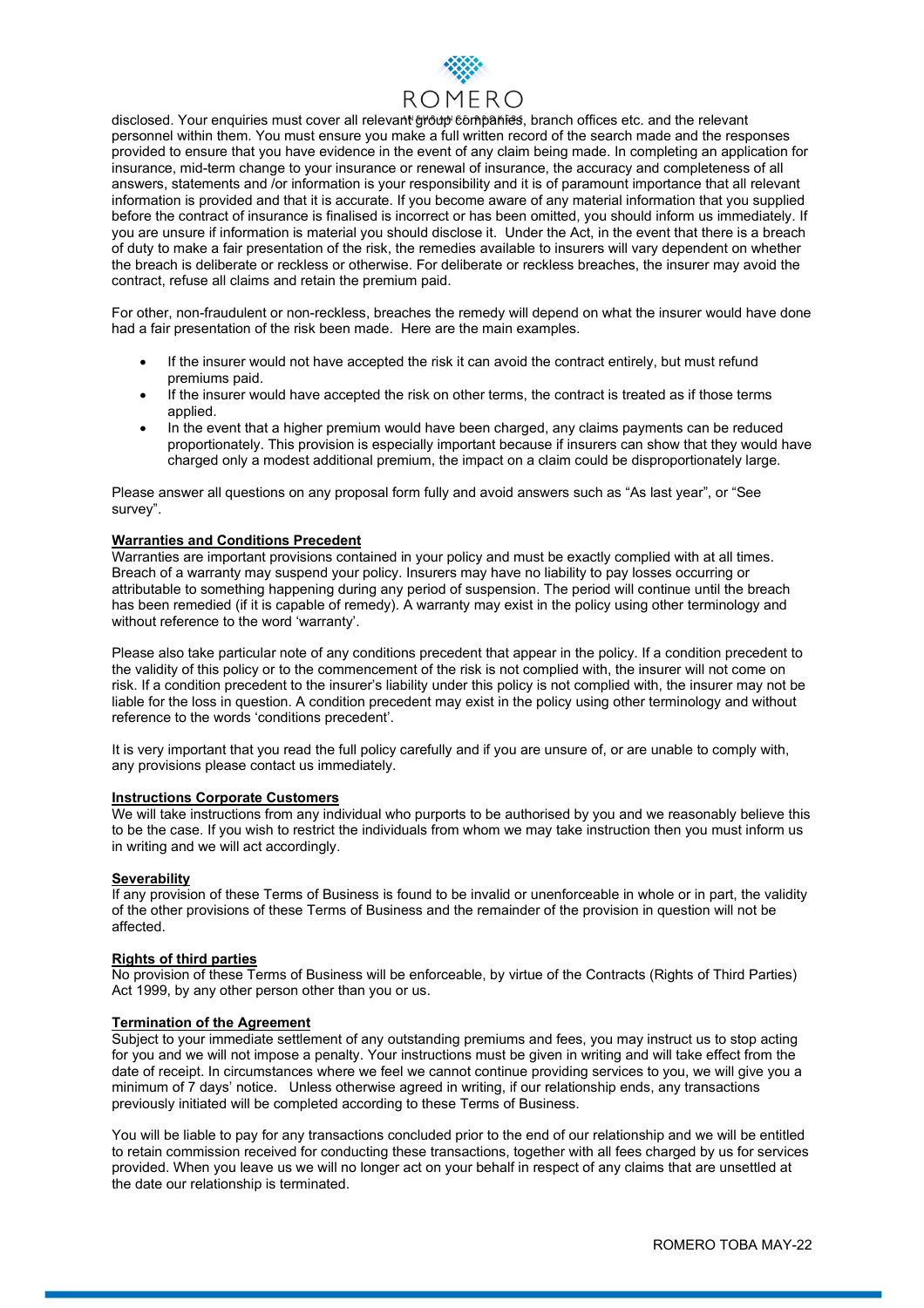disclosed. Your enquiries must cover all relevant group companies, branch offices etc. and the relevant personnel within them. You must ensure you make a full written record of the search made and the responses provided to ensure that you have evidence in the event of any claim being made. In completing an application for insurance, mid-term change to your insurance or renewal of insurance, the accuracy and completeness of all answers, statements and /or information is your responsibility and it is of paramount importance that all relevant information is provided and that it is accurate. If you become aware of any material information that you supplied before the contract of insurance is finalised is incorrect or has been omitted, you should inform us immediately. If you are unsure if information is material you should disclose it. Under the Act, in the event that there is a breach of duty to make a fair presentation of the risk, the remedies available to insurers will vary dependent on whether the breach is deliberate or reckless or otherwise. For deliberate or reckless breaches, the insurer may avoid the contract, refuse all claims and retain the premium paid.

For other, non-fraudulent or non-reckless, breaches the remedy will depend on what the insurer would have done had a fair presentation of the risk been made. Here are the main examples.

- If the insurer would not have accepted the risk it can avoid the contract entirely, but must refund premiums paid.
- If the insurer would have accepted the risk on other terms, the contract is treated as if those terms applied.
- In the event that a higher premium would have been charged, any claims payments can be reduced proportionately. This provision is especially important because if insurers can show that they would have charged only a modest additional premium, the impact on a claim could be disproportionately large.

Please answer all questions on any proposal form fully and avoid answers such as "As last year", or "See survey".

**Warranties and Conditions Precedent**

Warranties are important provisions contained in your policy and must be exactly complied with at all times. Breach of a warranty may suspend your policy. Insurers may have no liability to pay losses occurring or attributable to something happening during any period of suspension. The period will continue until the breach has been remedied (if it is capable of remedy). A warranty may exist in the policy using other terminology and without reference to the word 'warranty'.

Please also take particular note of any conditions precedent that appear in the policy. If a condition precedent to the validity of this policy or to the commencement of the risk is not complied with, the insurer will not come on risk. If a condition precedent to the insurer's liability under this policy is not complied with, the insurer may not be liable for the loss in question. A condition precedent may exist in the policy using other terminology and without reference to the words 'conditions precedent'.

It is very important that you read the full policy carefully and if you are unsure of, or are unable to comply with, any provisions please contact us immediately.

**Instructions Corporate Customers**

We will take instructions from any individual who purports to be authorised by you and we reasonably believe this to be the case. If you wish to restrict the individuals from whom we may take instruction then you must inform us in writing and we will act accordingly.

**Severability**

If any provision of these Terms of Business is found to be invalid or unenforceable in whole or in part, the validity of the other provisions of these Terms of Business and the remainder of the provision in question will not be affected.

**Rights of third parties**

No provision of these Terms of Business will be enforceable, by virtue of the Contracts (Rights of Third Parties) Act 1999, by any other person other than you or us.

**Termination of the Agreement**

Subject to your immediate settlement of any outstanding premiums and fees, you may instruct us to stop acting for you and we will not impose a penalty. Your instructions must be given in writing and will take effect from the date of receipt. In circumstances where we feel we cannot continue providing services to you, we will give you a minimum of 7 days' notice. Unless otherwise agreed in writing, if our relationship ends, any transactions previously initiated will be completed according to these Terms of Business.

You will be liable to pay for any transactions concluded prior to the end of our relationship and we will be entitled to retain commission received for conducting these transactions, together with all fees charged by us for services provided. When you leave us we will no longer act on your behalf in respect of any claims that are unsettled at the date our relationship is terminated.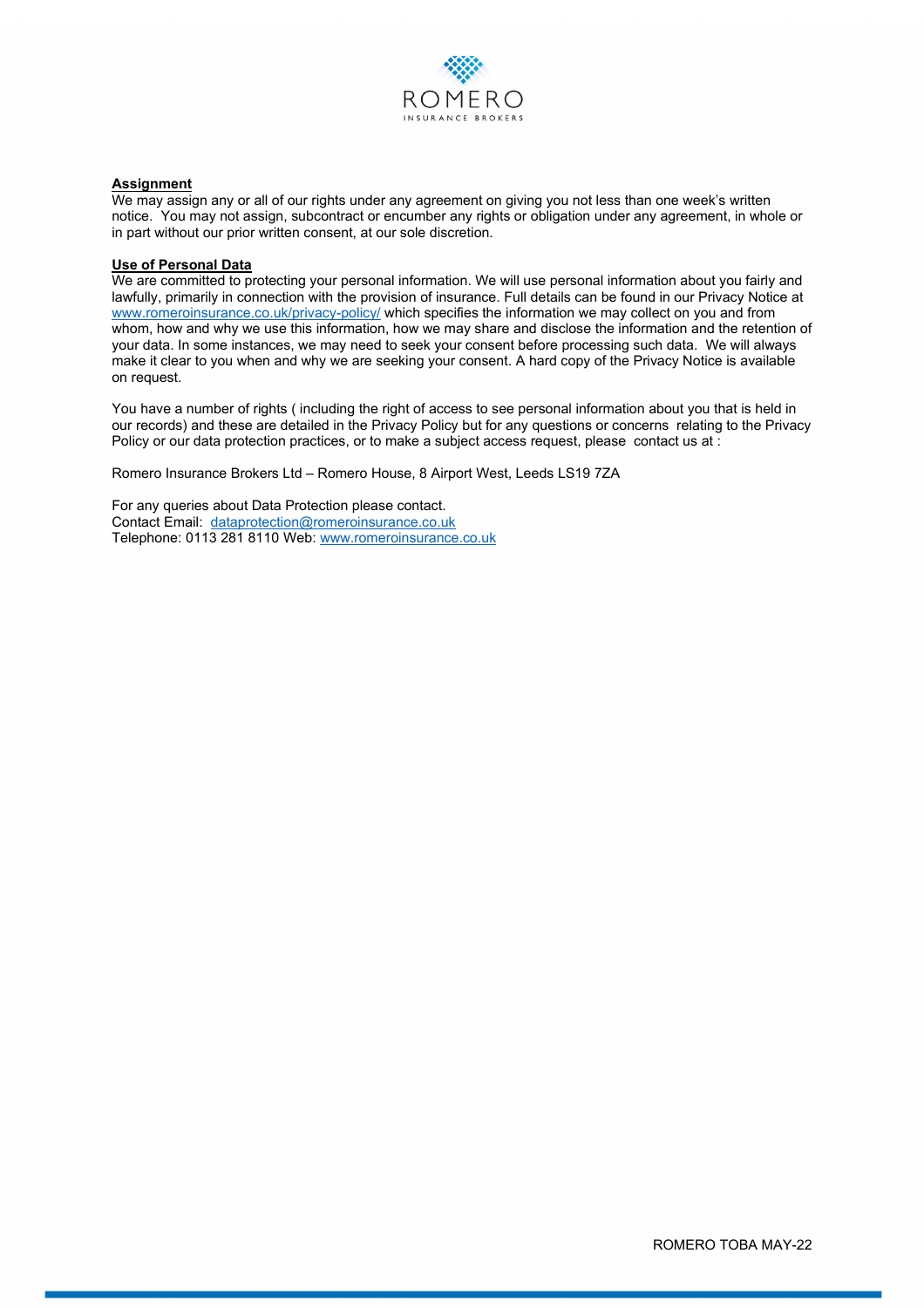**Assignment**

We may assign any or all of our rights under any agreement on giving you not less than one week's written notice. You may not assign, subcontract or encumber any rights or obligation under any agreement, in whole or in part without our prior written consent, at our sole discretion.

**Use of Personal Data**

We are committed to protecting your personal information. We will use personal information about you fairly and lawfully, primarily in connection with the provision of insurance. Full details can be found in our Privacy Notice at www.romeroinsurance.co.uk/privacy-policy/ which specifies the information we may collect on you and from whom, how and why we use this information, how we may share and disclose the information and the retention of your data. In some instances, we may need to seek your consent before processing such data. We will always make it clear to you when and why we are seeking your consent. A hard copy of the Privacy Notice is available on request.

You have a number of rights ( including the right of access to see personal information about you that is held in our records) and these are detailed in the Privacy Policy but for any questions or concerns relating to the Privacy Policy or our data protection practices, or to make a subject access request, please contact us at :

Romero Insurance Brokers Ltd – Romero House, 8 Airport West, Leeds LS19 7ZA

For any queries about Data Protection please contact.
Contact Email: dataprotection@romeroinsurance.co.uk
Telephone: 0113 281 8110 Web: www.romeroinsurance.co.uk

ROMERO TOBA MAY-22